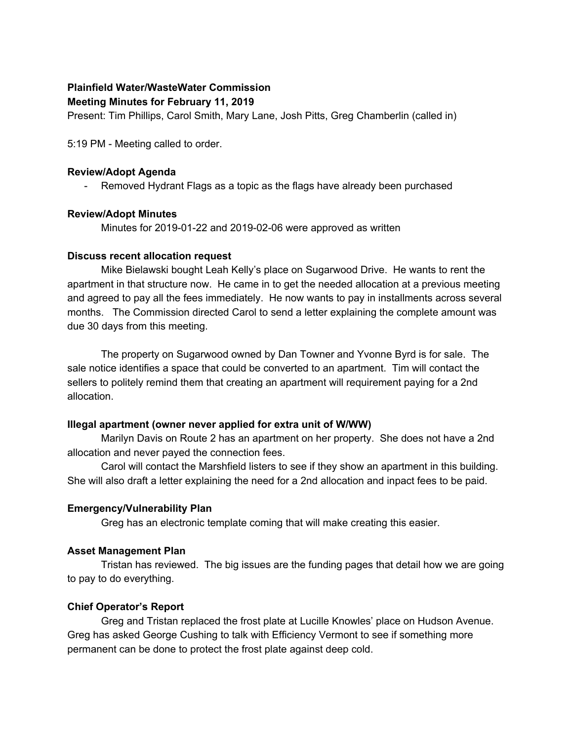**Plainfield Water/WasteWater Commission**
**Meeting Minutes for February 11, 2019**

Present: Tim Phillips, Carol Smith, Mary Lane, Josh Pitts, Greg Chamberlin (called in)

5:19 PM - Meeting called to order.

**Review/Adopt Agenda**

- Removed Hydrant Flags as a topic as the flags have already been purchased

**Review/Adopt Minutes**

Minutes for 2019-01-22 and 2019-02-06 were approved as written

**Discuss recent allocation request**

Mike Bielawski bought Leah Kelly's place on Sugarwood Drive. He wants to rent the apartment in that structure now. He came in to get the needed allocation at a previous meeting and agreed to pay all the fees immediately. He now wants to pay in installments across several months. The Commission directed Carol to send a letter explaining the complete amount was due 30 days from this meeting.

The property on Sugarwood owned by Dan Towner and Yvonne Byrd is for sale. The sale notice identifies a space that could be converted to an apartment. Tim will contact the sellers to politely remind them that creating an apartment will requirement paying for a 2nd allocation.

**Illegal apartment (owner never applied for extra unit of W/WW)**

Marilyn Davis on Route 2 has an apartment on her property. She does not have a 2nd allocation and never payed the connection fees.

Carol will contact the Marshfield listers to see if they show an apartment in this building. She will also draft a letter explaining the need for a 2nd allocation and inpact fees to be paid.

**Emergency/Vulnerability Plan**

Greg has an electronic template coming that will make creating this easier.

**Asset Management Plan**

Tristan has reviewed. The big issues are the funding pages that detail how we are going to pay to do everything.

**Chief Operator's Report**

Greg and Tristan replaced the frost plate at Lucille Knowles' place on Hudson Avenue. Greg has asked George Cushing to talk with Efficiency Vermont to see if something more permanent can be done to protect the frost plate against deep cold.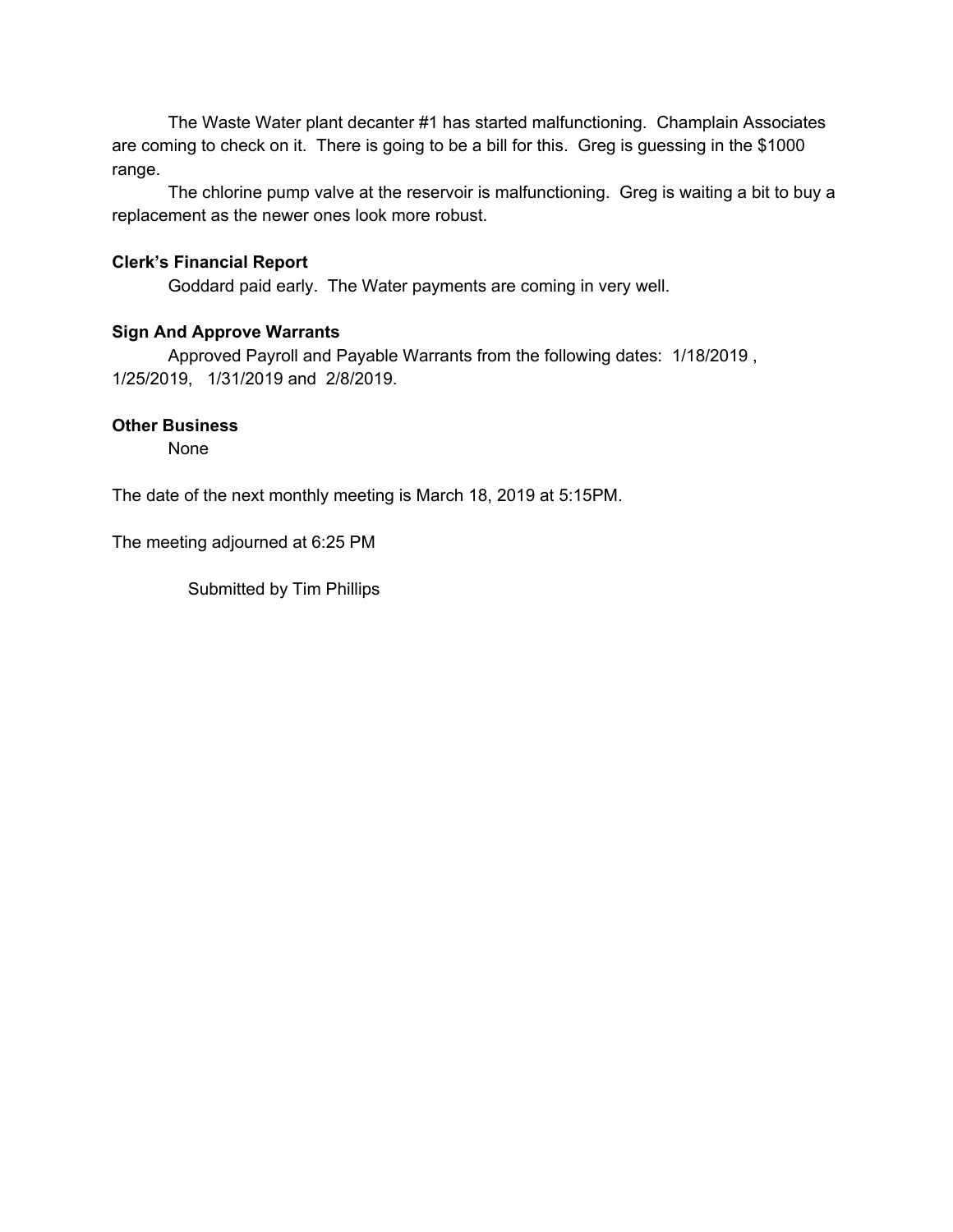The Waste Water plant decanter #1 has started malfunctioning. Champlain Associates are coming to check on it. There is going to be a bill for this. Greg is guessing in the $1000 range.

The chlorine pump valve at the reservoir is malfunctioning. Greg is waiting a bit to buy a replacement as the newer ones look more robust.

**Clerk's Financial Report**

Goddard paid early. The Water payments are coming in very well.

**Sign And Approve Warrants**

Approved Payroll and Payable Warrants from the following dates: 1/18/2019 , 1/25/2019, 1/31/2019 and 2/8/2019.

**Other Business**

None

The date of the next monthly meeting is March 18, 2019 at 5:15PM.

The meeting adjourned at 6:25 PM

Submitted by Tim Phillips